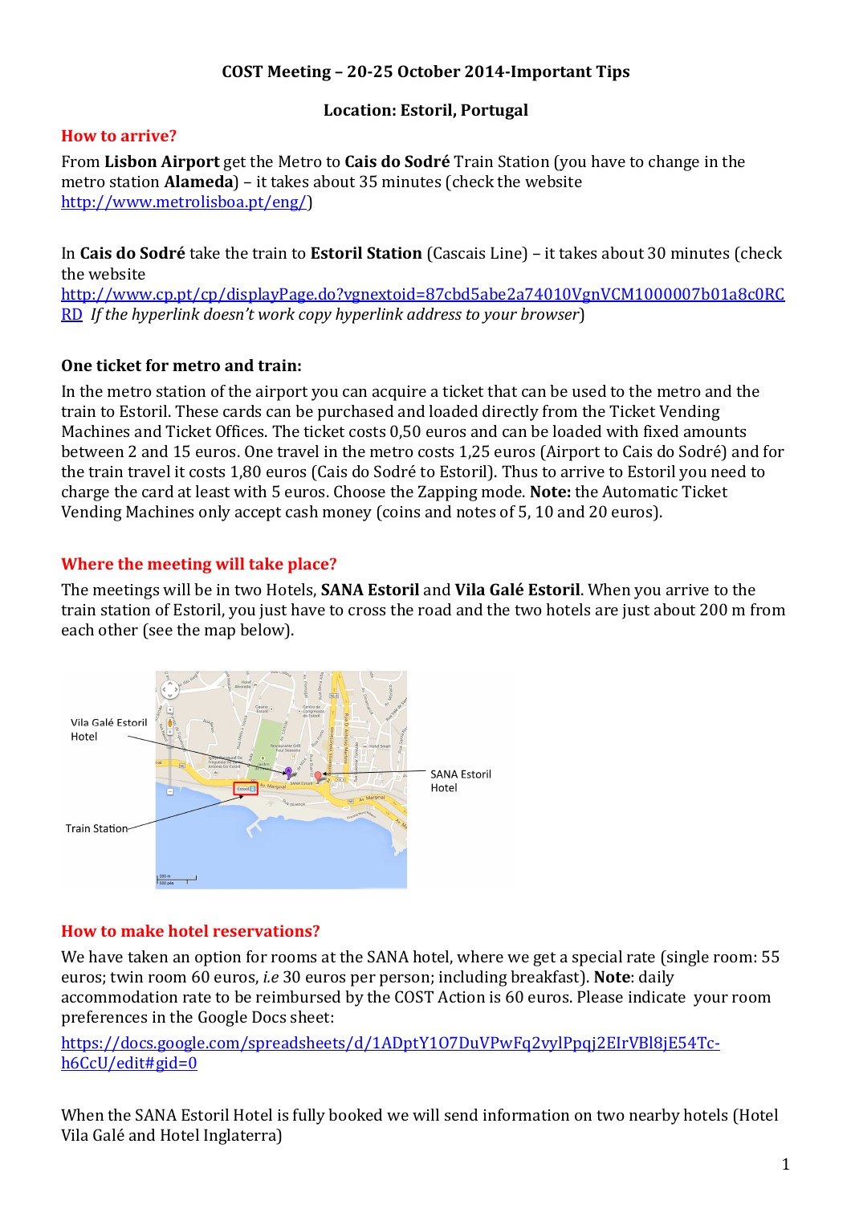**COST Meeting – 20-25 October 2014-Important Tips**

**Location: Estoril, Portugal**

## How to arrive?

From **Lisbon Airport** get the Metro to **Cais do Sodré** Train Station (you have to change in the metro station **Alameda**) – it takes about 35 minutes (check the website http://www.metrolisboa.pt/eng/)

In **Cais do Sodré** take the train to **Estoril Station** (Cascais Line) – it takes about 30 minutes (check the website http://www.cp.pt/cp/displayPage.do?vgnextoid=87cbd5abe2a74010VgnVCM1000007b01a8c0RCRD *If the hyperlink doesn't work copy hyperlink address to your browser*)

**One ticket for metro and train:**

In the metro station of the airport you can acquire a ticket that can be used to the metro and the train to Estoril. These cards can be purchased and loaded directly from the Ticket Vending Machines and Ticket Offices. The ticket costs 0,50 euros and can be loaded with fixed amounts between 2 and 15 euros. One travel in the metro costs 1,25 euros (Airport to Cais do Sodré) and for the train travel it costs 1,80 euros (Cais do Sodré to Estoril). Thus to arrive to Estoril you need to charge the card at least with 5 euros. Choose the Zapping mode. **Note:** the Automatic Ticket Vending Machines only accept cash money (coins and notes of 5, 10 and 20 euros).

## Where the meeting will take place?

The meetings will be in two Hotels, **SANA Estoril** and **Vila Galé Estoril**. When you arrive to the train station of Estoril, you just have to cross the road and the two hotels are just about 200 m from each other (see the map below).

Vila Galé Estoril Hotel

SANA Estoril Hotel

Train Station

## How to make hotel reservations?

We have taken an option for rooms at the SANA hotel, where we get a special rate (single room: 55 euros; twin room 60 euros, *i.e* 30 euros per person; including breakfast). **Note**: daily accommodation rate to be reimbursed by the COST Action is 60 euros. Please indicate your room preferences in the Google Docs sheet:

https://docs.google.com/spreadsheets/d/1ADptY1O7DuVPwFq2vylPpqj2EIrVBl8jE54Tc-h6CcU/edit#gid=0

When the SANA Estoril Hotel is fully booked we will send information on two nearby hotels (Hotel Vila Galé and Hotel Inglaterra)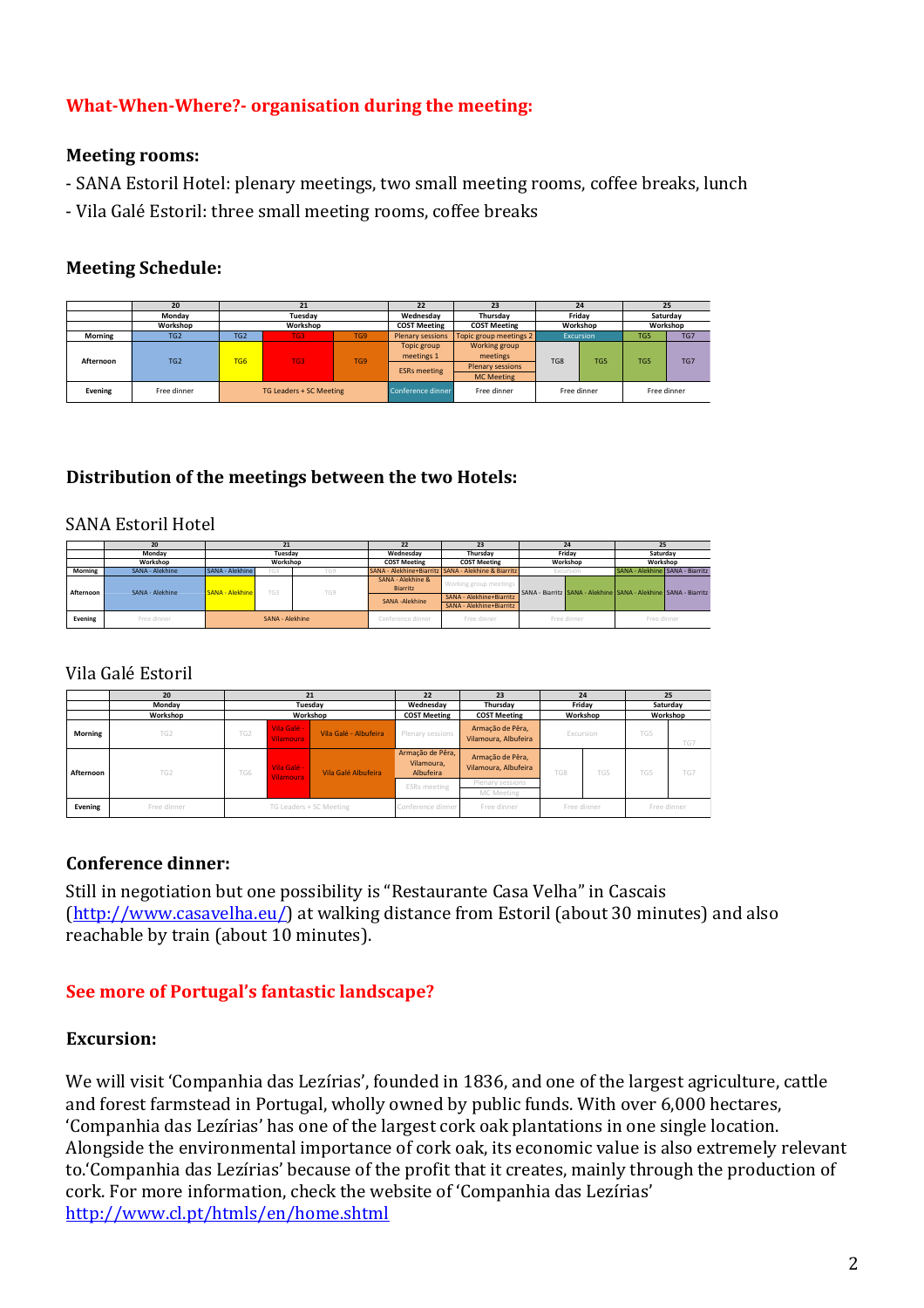## What-When-Where?- organisation during the meeting:

### Meeting rooms:

- SANA Estoril Hotel: plenary meetings, two small meeting rooms, coffee breaks, lunch
- Vila Galé Estoril: three small meeting rooms, coffee breaks

### Meeting Schedule:

| | 20 | 21 | | | | 22 | 23 | 24 | | 25 | |
|---|---|---|---|---|---|---|---|---|---|---|---|
| | Monday | Tuesday | | | | Wednesday | Thursday | Friday | | Saturday | |
| | Workshop | Workshop | | | | COST Meeting | COST Meeting | Workshop | | Workshop | |
| Morning | TG2 | TG2 | TG3 | | TG9 | Plenary sessions | Topic group meetings 2 | Excursion | | TG5 | TG7 |
| Afternoon | TG2 | TG6 | TG3 | | TG9 | Topic group meetings 1; ESRs meeting | Working group meetings; Plenary sessions; MC Meeting | TG8 | TG5 | TG5 | TG7 |
| Evening | Free dinner | TG Leaders + SC Meeting | | | | Conference dinner | Free dinner | Free dinner | | Free dinner | |

### Distribution of the meetings between the two Hotels:

SANA Estoril Hotel

| | 20 | 21 | | | 22 | 23 | 24 | | 25 | |
|---|---|---|---|---|---|---|---|---|---|---|
| | Monday | Tuesday | | | Wednesday | Thursday | Friday | | Saturday | |
| | Workshop | Workshop | | | COST Meeting | COST Meeting | Workshop | | Workshop | |
| Morning | SANA - Alekhine | SANA - Alekhine | TG3 | TG9 | SANA - Alekhine+Biarritz | SANA - Alekhine & Biarritz | Excursion | | SANA - Alekhine | SANA - Biarritz |
| Afternoon | SANA - Alekhine | SANA - Alekhine | TG3 | TG9 | SANA - Alekhine & Biarritz; SANA -Alekhine | Working group meetings; SANA - Alekhine+Biarritz; SANA - Alekhine+Biarritz | SANA - Biarritz | SANA - Alekhine | SANA - Alekhine | SANA - Biarritz |
| Evening | Free dinner | SANA - Alekhine | | | Conference dinner | Free dinner | Free dinner | | Free dinner | |

Vila Galé Estoril

| | 20 | 21 | | | 22 | 23 | 24 | | 25 | |
|---|---|---|---|---|---|---|---|---|---|---|
| | Monday | Tuesday | | | Wednesday | Thursday | Friday | | Saturday | |
| | Workshop | Workshop | | | COST Meeting | COST Meeting | Workshop | | Workshop | |
| Morning | TG2 | TG2 | Vila Galé - Vilamoura | Vila Galé - Albufeira | Plenary sessions | Armação de Pêra, Vilamoura, Albufeira | Excursion | | TG5 | TG7 |
| Afternoon | TG2 | TG6 | Vila Galé - Vilamoura | Vila Galé Albufeira | Armação de Pêra, Vilamoura, Albufeira; ESRs meeting | Armação de Pêra, Vilamoura, Albufeira; Plenary sessions; MC Meeting | TG8 | TG5 | TG5 | TG7 |
| Evening | Free dinner | TG Leaders + SC Meeting | | | Conference dinner | Free dinner | Free dinner | | Free dinner | |

### Conference dinner:

Still in negotiation but one possibility is "Restaurante Casa Velha" in Cascais (http://www.casavelha.eu/) at walking distance from Estoril (about 30 minutes) and also reachable by train (about 10 minutes).

## See more of Portugal's fantastic landscape?

### Excursion:

We will visit 'Companhia das Lezírias', founded in 1836, and one of the largest agriculture, cattle and forest farmstead in Portugal, wholly owned by public funds. With over 6,000 hectares, 'Companhia das Lezírias' has one of the largest cork oak plantations in one single location. Alongside the environmental importance of cork oak, its economic value is also extremely relevant to.'Companhia das Lezírias' because of the profit that it creates, mainly through the production of cork. For more information, check the website of 'Companhia das Lezírias' http://www.cl.pt/htmls/en/home.shtml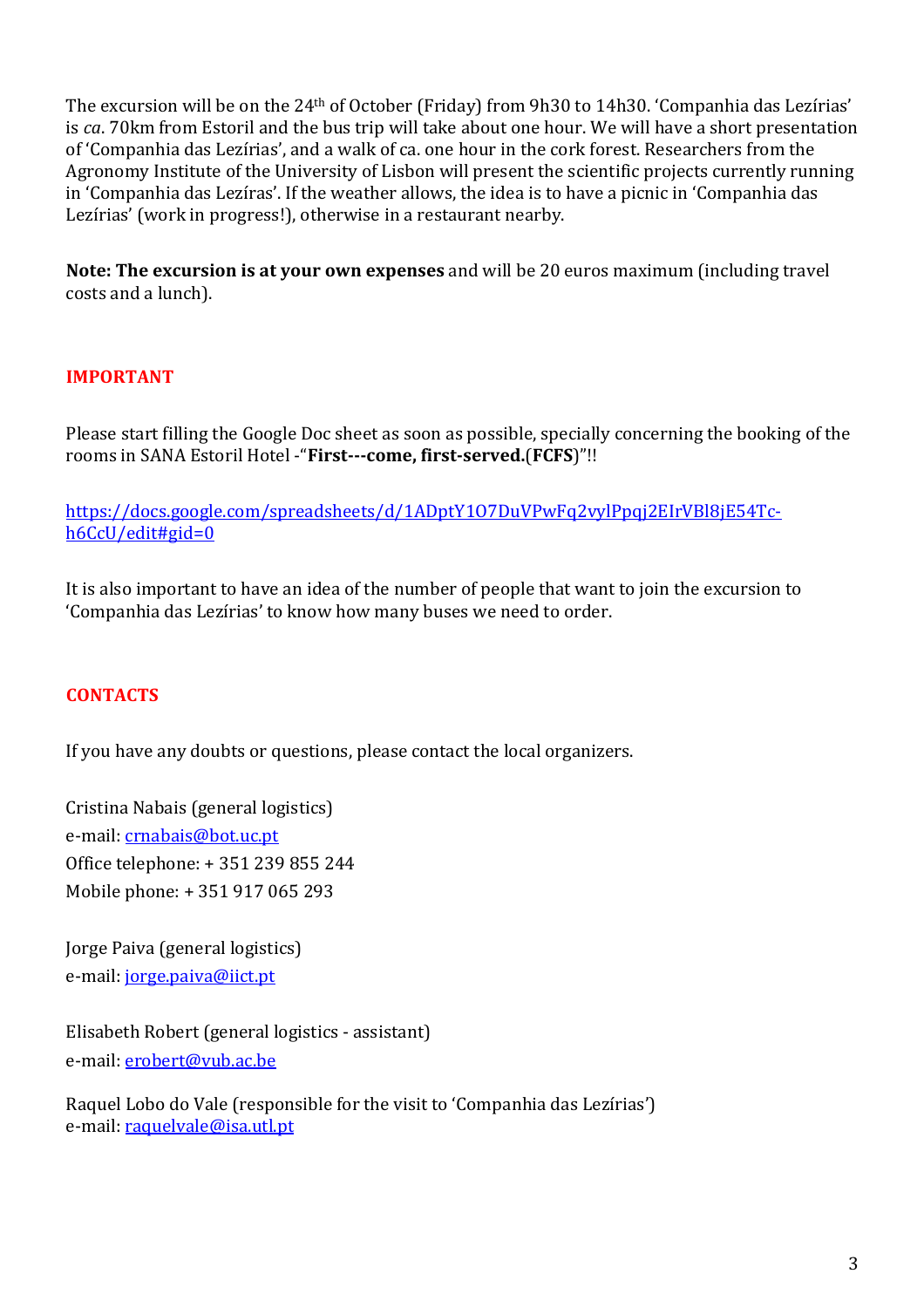The excursion will be on the 24th of October (Friday) from 9h30 to 14h30. 'Companhia das Lezírias' is *ca*. 70km from Estoril and the bus trip will take about one hour. We will have a short presentation of 'Companhia das Lezírias', and a walk of ca. one hour in the cork forest. Researchers from the Agronomy Institute of the University of Lisbon will present the scientific projects currently running in 'Companhia das Lezíras'. If the weather allows, the idea is to have a picnic in 'Companhia das Lezírias' (work in progress!), otherwise in a restaurant nearby.

**Note: The excursion is at your own expenses** and will be 20 euros maximum (including travel costs and a lunch).

## IMPORTANT

Please start filling the Google Doc sheet as soon as possible, specially concerning the booking of the rooms in SANA Estoril Hotel -"**First---come, first-served.**(**FCFS**)"!!

https://docs.google.com/spreadsheets/d/1ADptY1O7DuVPwFq2vylPpqj2EIrVBl8jE54Tc-h6CcU/edit#gid=0

It is also important to have an idea of the number of people that want to join the excursion to 'Companhia das Lezírias' to know how many buses we need to order.

## CONTACTS

If you have any doubts or questions, please contact the local organizers.

Cristina Nabais (general logistics)
e-mail: crnabais@bot.uc.pt
Office telephone: + 351 239 855 244
Mobile phone: + 351 917 065 293

Jorge Paiva (general logistics)
e-mail: jorge.paiva@iict.pt

Elisabeth Robert (general logistics - assistant)
e-mail: erobert@vub.ac.be

Raquel Lobo do Vale (responsible for the visit to 'Companhia das Lezírias')
e-mail: raquelvale@isa.utl.pt